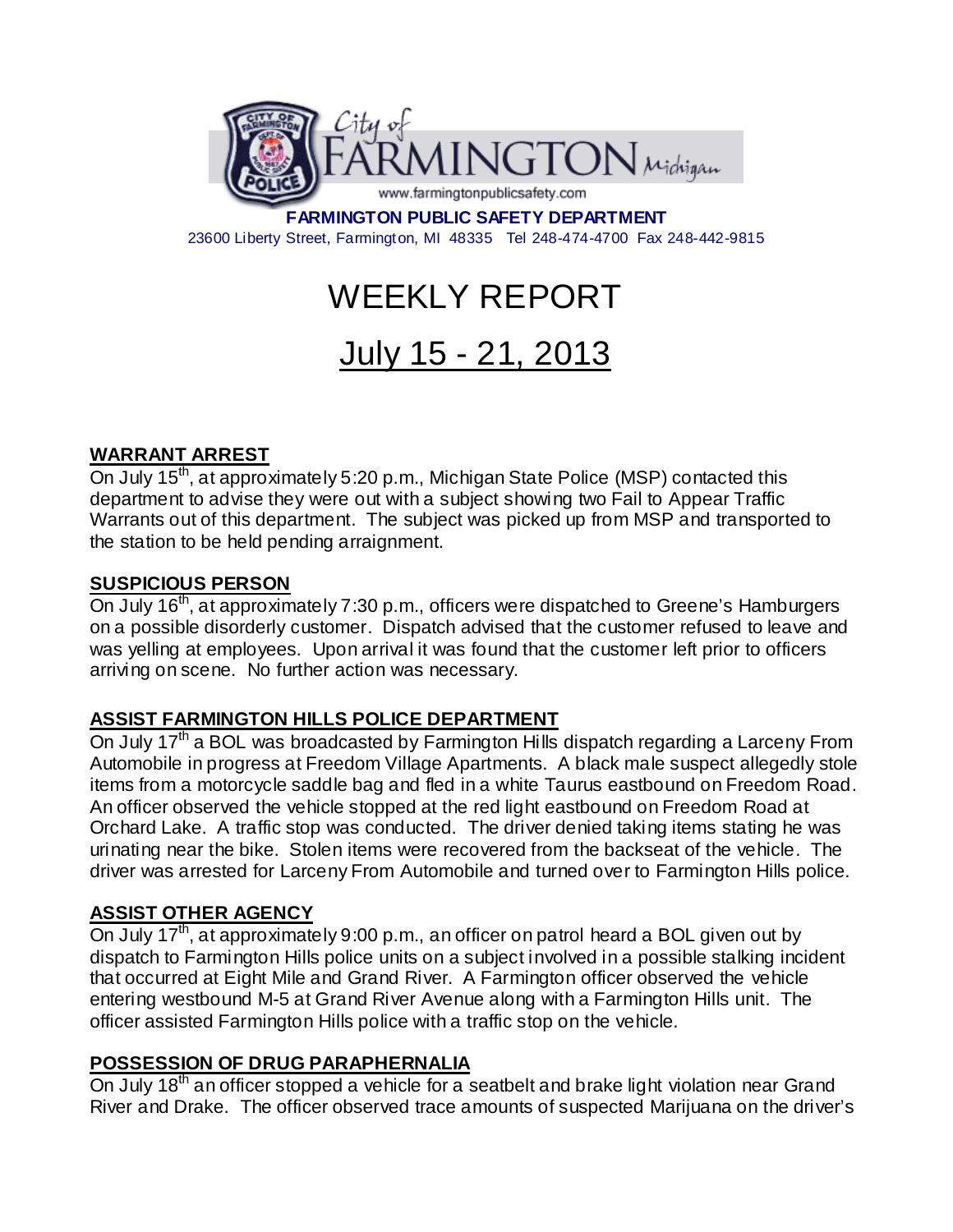City of FARMINGTON Michigan

www.farmingtonpublicsafety.com

**FARMINGTON PUBLIC SAFETY DEPARTMENT**

23600 Liberty Street, Farmington, MI 48335 Tel 248-474-4700 Fax 248-442-9815

# WEEKLY REPORT

## July 15 - 21, 2013

### WARRANT ARREST

On July 15th, at approximately 5:20 p.m., Michigan State Police (MSP) contacted this department to advise they were out with a subject showing two Fail to Appear Traffic Warrants out of this department. The subject was picked up from MSP and transported to the station to be held pending arraignment.

### SUSPICIOUS PERSON

On July 16th, at approximately 7:30 p.m., officers were dispatched to Greene's Hamburgers on a possible disorderly customer. Dispatch advised that the customer refused to leave and was yelling at employees. Upon arrival it was found that the customer left prior to officers arriving on scene. No further action was necessary.

### ASSIST FARMINGTON HILLS POLICE DEPARTMENT

On July 17th a BOL was broadcasted by Farmington Hills dispatch regarding a Larceny From Automobile in progress at Freedom Village Apartments. A black male suspect allegedly stole items from a motorcycle saddle bag and fled in a white Taurus eastbound on Freedom Road. An officer observed the vehicle stopped at the red light eastbound on Freedom Road at Orchard Lake. A traffic stop was conducted. The driver denied taking items stating he was urinating near the bike. Stolen items were recovered from the backseat of the vehicle. The driver was arrested for Larceny From Automobile and turned over to Farmington Hills police.

### ASSIST OTHER AGENCY

On July 17th, at approximately 9:00 p.m., an officer on patrol heard a BOL given out by dispatch to Farmington Hills police units on a subject involved in a possible stalking incident that occurred at Eight Mile and Grand River. A Farmington officer observed the vehicle entering westbound M-5 at Grand River Avenue along with a Farmington Hills unit. The officer assisted Farmington Hills police with a traffic stop on the vehicle.

### POSSESSION OF DRUG PARAPHERNALIA

On July 18th an officer stopped a vehicle for a seatbelt and brake light violation near Grand River and Drake. The officer observed trace amounts of suspected Marijuana on the driver's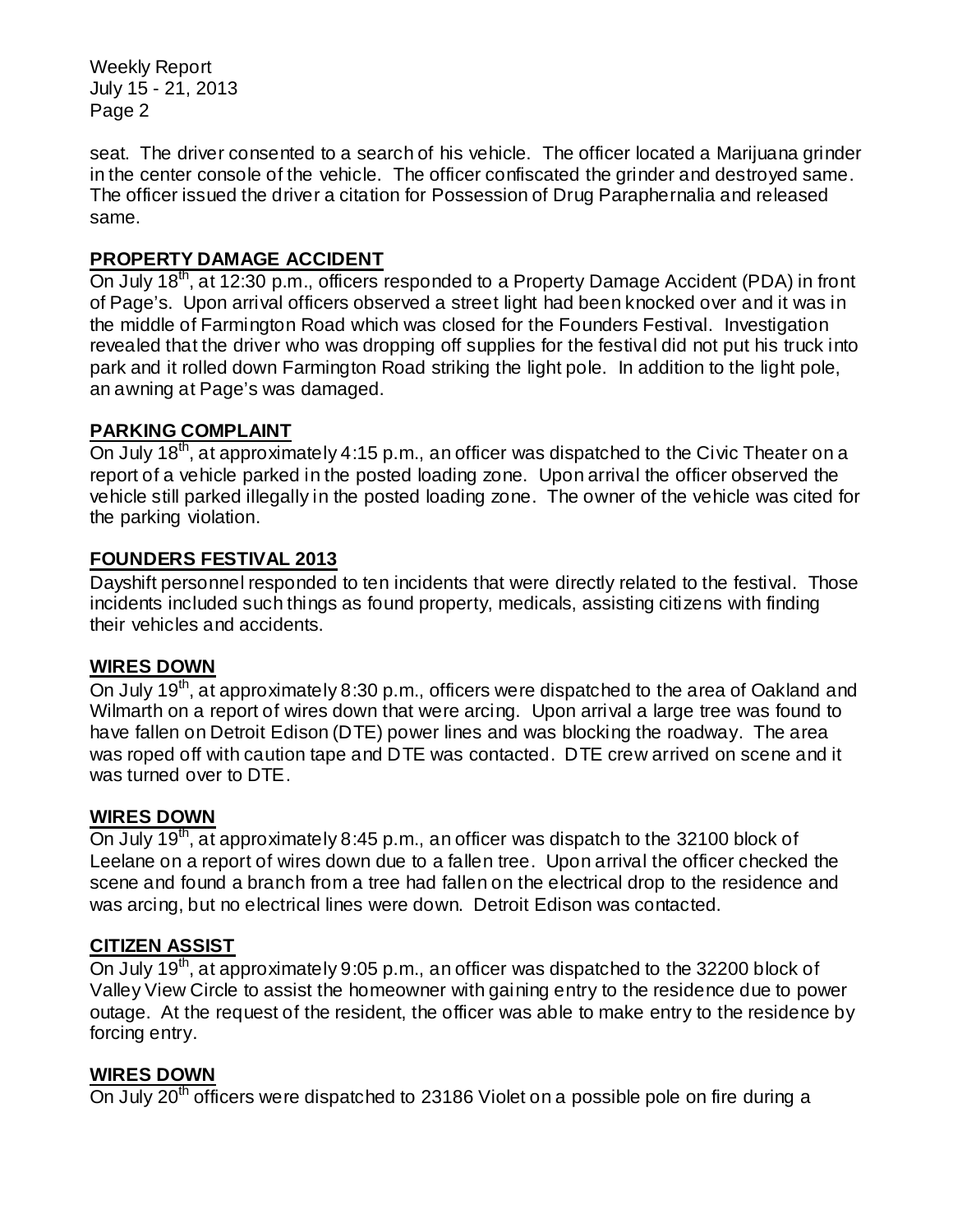seat. The driver consented to a search of his vehicle. The officer located a Marijuana grinder in the center console of the vehicle. The officer confiscated the grinder and destroyed same. The officer issued the driver a citation for Possession of Drug Paraphernalia and released same.

**PROPERTY DAMAGE ACCIDENT**

On July 18th, at 12:30 p.m., officers responded to a Property Damage Accident (PDA) in front of Page's. Upon arrival officers observed a street light had been knocked over and it was in the middle of Farmington Road which was closed for the Founders Festival. Investigation revealed that the driver who was dropping off supplies for the festival did not put his truck into park and it rolled down Farmington Road striking the light pole. In addition to the light pole, an awning at Page's was damaged.

**PARKING COMPLAINT**

On July 18th, at approximately 4:15 p.m., an officer was dispatched to the Civic Theater on a report of a vehicle parked in the posted loading zone. Upon arrival the officer observed the vehicle still parked illegally in the posted loading zone. The owner of the vehicle was cited for the parking violation.

**FOUNDERS FESTIVAL 2013**

Dayshift personnel responded to ten incidents that were directly related to the festival. Those incidents included such things as found property, medicals, assisting citizens with finding their vehicles and accidents.

**WIRES DOWN**

On July 19th, at approximately 8:30 p.m., officers were dispatched to the area of Oakland and Wilmarth on a report of wires down that were arcing. Upon arrival a large tree was found to have fallen on Detroit Edison (DTE) power lines and was blocking the roadway. The area was roped off with caution tape and DTE was contacted. DTE crew arrived on scene and it was turned over to DTE.

**WIRES DOWN**

On July 19th, at approximately 8:45 p.m., an officer was dispatch to the 32100 block of Leelane on a report of wires down due to a fallen tree. Upon arrival the officer checked the scene and found a branch from a tree had fallen on the electrical drop to the residence and was arcing, but no electrical lines were down. Detroit Edison was contacted.

**CITIZEN ASSIST**

On July 19th, at approximately 9:05 p.m., an officer was dispatched to the 32200 block of Valley View Circle to assist the homeowner with gaining entry to the residence due to power outage. At the request of the resident, the officer was able to make entry to the residence by forcing entry.

**WIRES DOWN**

On July 20th officers were dispatched to 23186 Violet on a possible pole on fire during a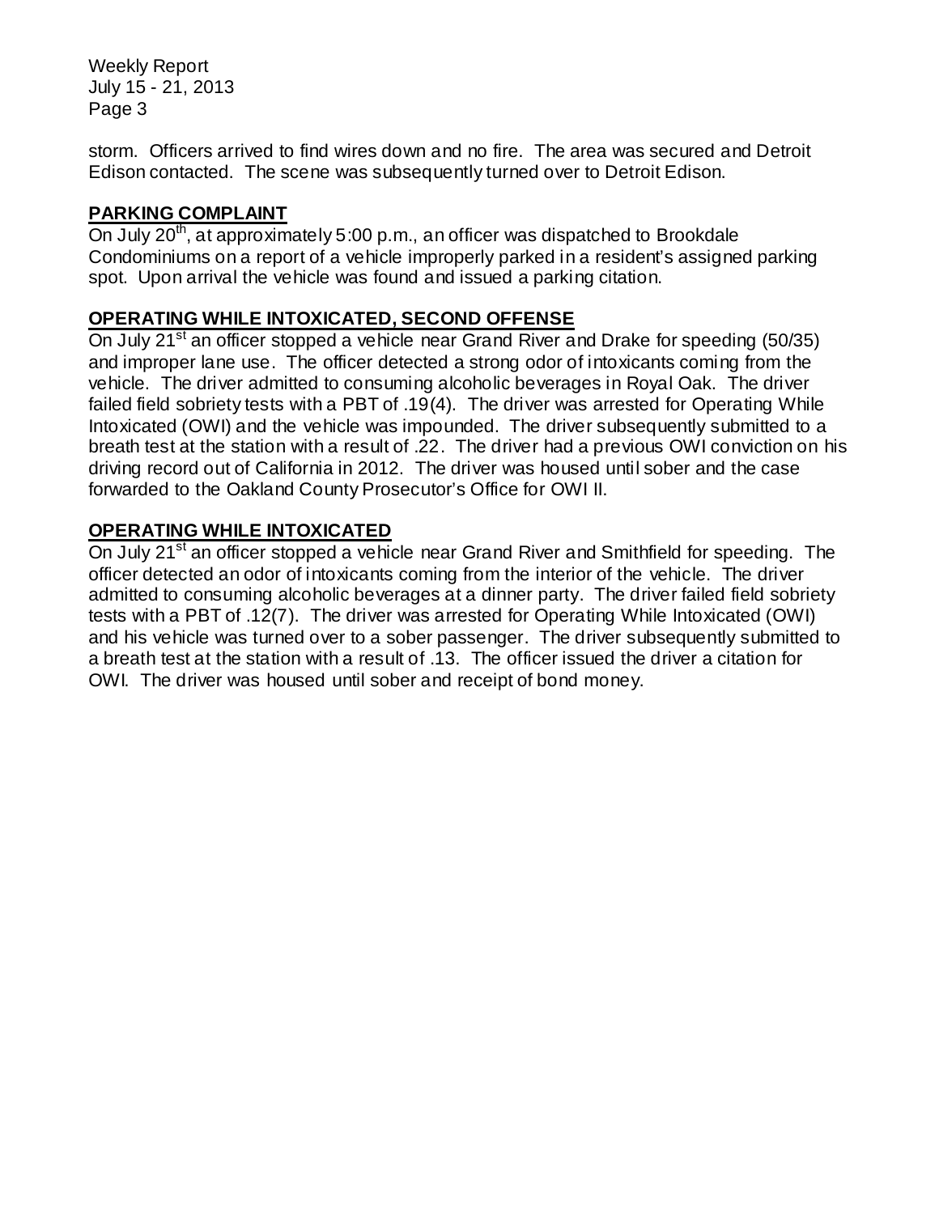storm. Officers arrived to find wires down and no fire. The area was secured and Detroit Edison contacted. The scene was subsequently turned over to Detroit Edison.

## PARKING COMPLAINT

On July 20th, at approximately 5:00 p.m., an officer was dispatched to Brookdale Condominiums on a report of a vehicle improperly parked in a resident's assigned parking spot. Upon arrival the vehicle was found and issued a parking citation.

## OPERATING WHILE INTOXICATED, SECOND OFFENSE

On July 21st an officer stopped a vehicle near Grand River and Drake for speeding (50/35) and improper lane use. The officer detected a strong odor of intoxicants coming from the vehicle. The driver admitted to consuming alcoholic beverages in Royal Oak. The driver failed field sobriety tests with a PBT of .19(4). The driver was arrested for Operating While Intoxicated (OWI) and the vehicle was impounded. The driver subsequently submitted to a breath test at the station with a result of .22. The driver had a previous OWI conviction on his driving record out of California in 2012. The driver was housed until sober and the case forwarded to the Oakland County Prosecutor's Office for OWI II.

## OPERATING WHILE INTOXICATED

On July 21st an officer stopped a vehicle near Grand River and Smithfield for speeding. The officer detected an odor of intoxicants coming from the interior of the vehicle. The driver admitted to consuming alcoholic beverages at a dinner party. The driver failed field sobriety tests with a PBT of .12(7). The driver was arrested for Operating While Intoxicated (OWI) and his vehicle was turned over to a sober passenger. The driver subsequently submitted to a breath test at the station with a result of .13. The officer issued the driver a citation for OWI. The driver was housed until sober and receipt of bond money.